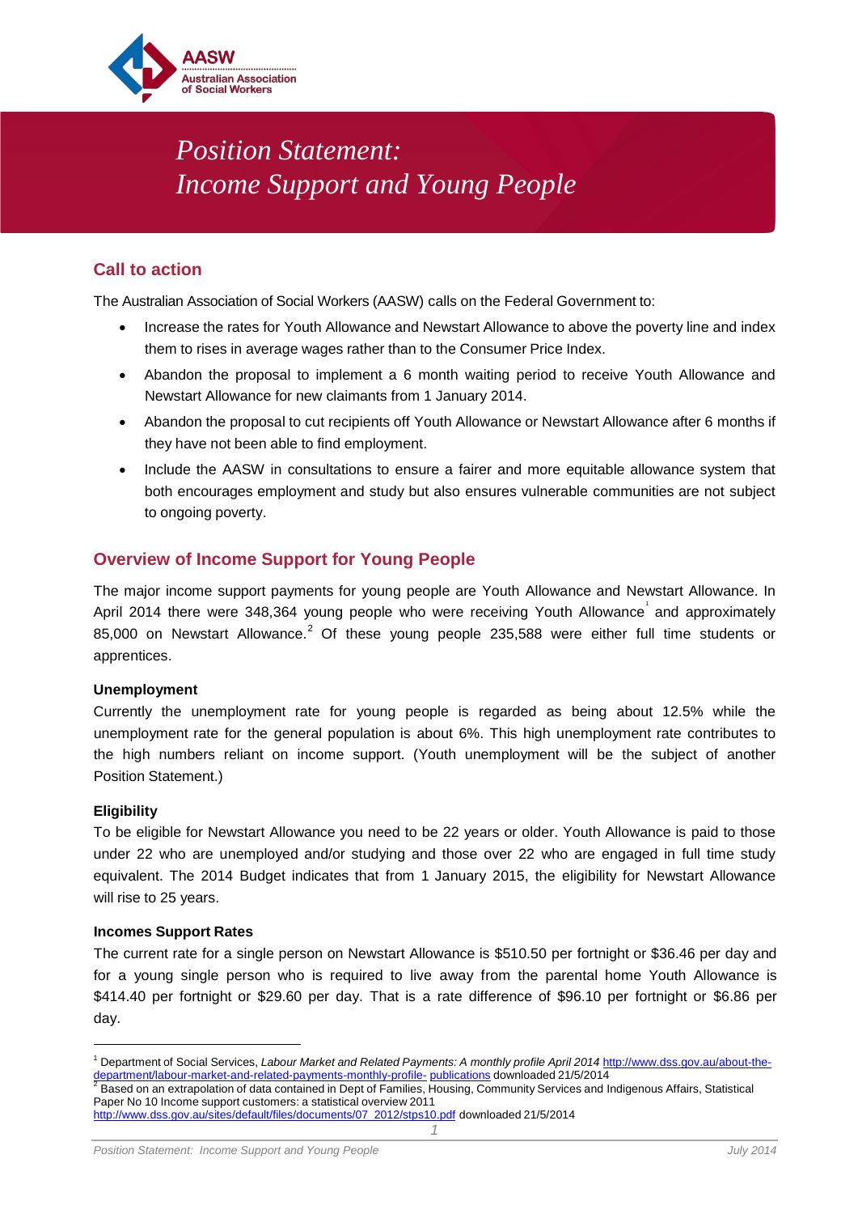AASW
Australian Association of Social Workers

# Position Statement: Income Support and Young People

## Call to action

The Australian Association of Social Workers (AASW) calls on the Federal Government to:

- Increase the rates for Youth Allowance and Newstart Allowance to above the poverty line and index them to rises in average wages rather than to the Consumer Price Index.
- Abandon the proposal to implement a 6 month waiting period to receive Youth Allowance and Newstart Allowance for new claimants from 1 January 2014.
- Abandon the proposal to cut recipients off Youth Allowance or Newstart Allowance after 6 months if they have not been able to find employment.
- Include the AASW in consultations to ensure a fairer and more equitable allowance system that both encourages employment and study but also ensures vulnerable communities are not subject to ongoing poverty.

## Overview of Income Support for Young People

The major income support payments for young people are Youth Allowance and Newstart Allowance. In April 2014 there were 348,364 young people who were receiving Youth Allowance[1] and approximately 85,000 on Newstart Allowance.[2] Of these young people 235,588 were either full time students or apprentices.

### Unemployment

Currently the unemployment rate for young people is regarded as being about 12.5% while the unemployment rate for the general population is about 6%. This high unemployment rate contributes to the high numbers reliant on income support. (Youth unemployment will be the subject of another Position Statement.)

### Eligibility

To be eligible for Newstart Allowance you need to be 22 years or older. Youth Allowance is paid to those under 22 who are unemployed and/or studying and those over 22 who are engaged in full time study equivalent. The 2014 Budget indicates that from 1 January 2015, the eligibility for Newstart Allowance will rise to 25 years.

### Incomes Support Rates

The current rate for a single person on Newstart Allowance is $510.50 per fortnight or $36.46 per day and for a young single person who is required to live away from the parental home Youth Allowance is $414.40 per fortnight or $29.60 per day. That is a rate difference of $96.10 per fortnight or $6.86 per day.

---

[1] Department of Social Services, *Labour Market and Related Payments: A monthly profile April 2014* http://www.dss.gov.au/about-the-department/labour-market-and-related-payments-monthly-profile- publications downloaded 21/5/2014

[2] Based on an extrapolation of data contained in Dept of Families, Housing, Community Services and Indigenous Affairs, Statistical Paper No 10 Income support customers: a statistical overview 2011 http://www.dss.gov.au/sites/default/files/documents/07_2012/stps10.pdf downloaded 21/5/2014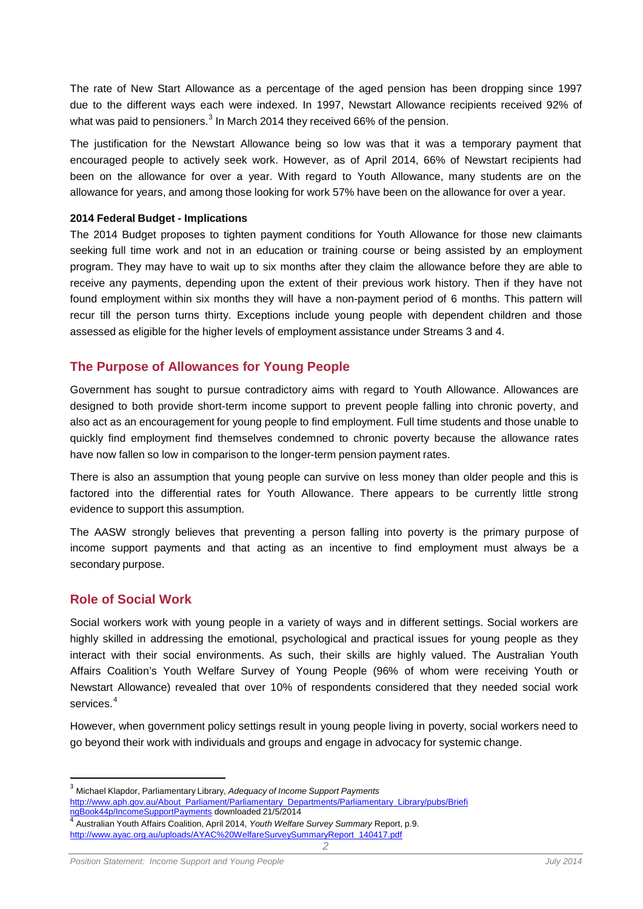The rate of New Start Allowance as a percentage of the aged pension has been dropping since 1997 due to the different ways each were indexed. In 1997, Newstart Allowance recipients received 92% of what was paid to pensioners.[3] In March 2014 they received 66% of the pension.

The justification for the Newstart Allowance being so low was that it was a temporary payment that encouraged people to actively seek work. However, as of April 2014, 66% of Newstart recipients had been on the allowance for over a year. With regard to Youth Allowance, many students are on the allowance for years, and among those looking for work 57% have been on the allowance for over a year.

**2014 Federal Budget - Implications**

The 2014 Budget proposes to tighten payment conditions for Youth Allowance for those new claimants seeking full time work and not in an education or training course or being assisted by an employment program. They may have to wait up to six months after they claim the allowance before they are able to receive any payments, depending upon the extent of their previous work history. Then if they have not found employment within six months they will have a non-payment period of 6 months. This pattern will recur till the person turns thirty. Exceptions include young people with dependent children and those assessed as eligible for the higher levels of employment assistance under Streams 3 and 4.

## The Purpose of Allowances for Young People

Government has sought to pursue contradictory aims with regard to Youth Allowance. Allowances are designed to both provide short-term income support to prevent people falling into chronic poverty, and also act as an encouragement for young people to find employment. Full time students and those unable to quickly find employment find themselves condemned to chronic poverty because the allowance rates have now fallen so low in comparison to the longer-term pension payment rates.

There is also an assumption that young people can survive on less money than older people and this is factored into the differential rates for Youth Allowance. There appears to be currently little strong evidence to support this assumption.

The AASW strongly believes that preventing a person falling into poverty is the primary purpose of income support payments and that acting as an incentive to find employment must always be a secondary purpose.

## Role of Social Work

Social workers work with young people in a variety of ways and in different settings. Social workers are highly skilled in addressing the emotional, psychological and practical issues for young people as they interact with their social environments. As such, their skills are highly valued. The Australian Youth Affairs Coalition's Youth Welfare Survey of Young People (96% of whom were receiving Youth or Newstart Allowance) revealed that over 10% of respondents considered that they needed social work services.[4]

However, when government policy settings result in young people living in poverty, social workers need to go beyond their work with individuals and groups and engage in advocacy for systemic change.

---

[3] Michael Klapdor, Parliamentary Library, *Adequacy of Income Support Payments* http://www.aph.gov.au/About_Parliament/Parliamentary_Departments/Parliamentary_Library/pubs/BriefingBook44p/IncomeSupportPayments downloaded 21/5/2014

[4] Australian Youth Affairs Coalition, April 2014, *Youth Welfare Survey Summary* Report, p.9. http://www.ayac.org.au/uploads/AYAC%20WelfareSurveySummaryReport_140417.pdf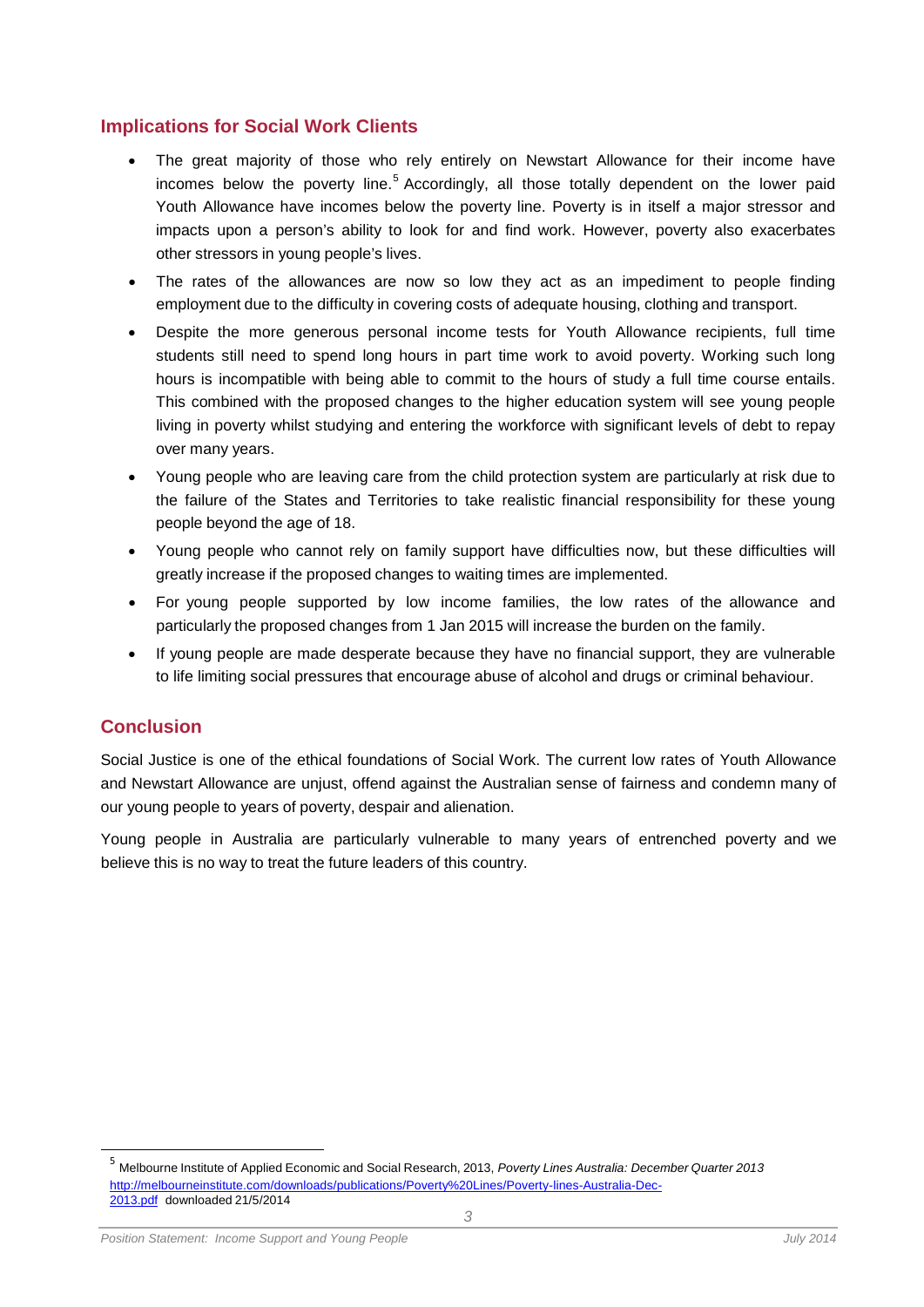## Implications for Social Work Clients

- The great majority of those who rely entirely on Newstart Allowance for their income have incomes below the poverty line.[5] Accordingly, all those totally dependent on the lower paid Youth Allowance have incomes below the poverty line. Poverty is in itself a major stressor and impacts upon a person's ability to look for and find work. However, poverty also exacerbates other stressors in young people's lives.
- The rates of the allowances are now so low they act as an impediment to people finding employment due to the difficulty in covering costs of adequate housing, clothing and transport.
- Despite the more generous personal income tests for Youth Allowance recipients, full time students still need to spend long hours in part time work to avoid poverty. Working such long hours is incompatible with being able to commit to the hours of study a full time course entails. This combined with the proposed changes to the higher education system will see young people living in poverty whilst studying and entering the workforce with significant levels of debt to repay over many years.
- Young people who are leaving care from the child protection system are particularly at risk due to the failure of the States and Territories to take realistic financial responsibility for these young people beyond the age of 18.
- Young people who cannot rely on family support have difficulties now, but these difficulties will greatly increase if the proposed changes to waiting times are implemented.
- For young people supported by low income families, the low rates of the allowance and particularly the proposed changes from 1 Jan 2015 will increase the burden on the family.
- If young people are made desperate because they have no financial support, they are vulnerable to life limiting social pressures that encourage abuse of alcohol and drugs or criminal behaviour.

## Conclusion

Social Justice is one of the ethical foundations of Social Work. The current low rates of Youth Allowance and Newstart Allowance are unjust, offend against the Australian sense of fairness and condemn many of our young people to years of poverty, despair and alienation.

Young people in Australia are particularly vulnerable to many years of entrenched poverty and we believe this is no way to treat the future leaders of this country.

---

[5] Melbourne Institute of Applied Economic and Social Research, 2013, *Poverty Lines Australia: December Quarter 2013* http://melbourneinstitute.com/downloads/publications/Poverty%20Lines/Poverty-lines-Australia-Dec-2013.pdf downloaded 21/5/2014